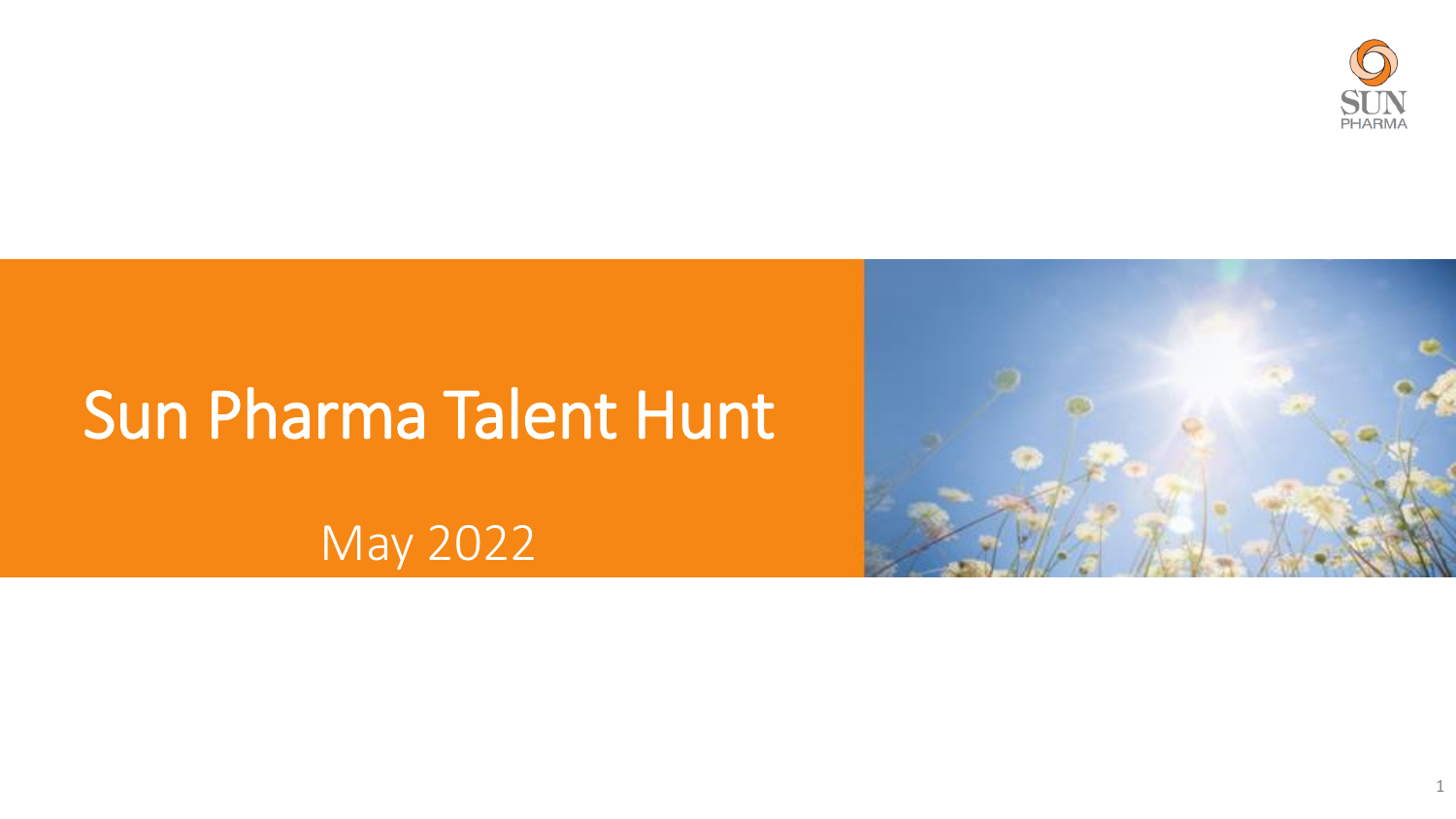# Sun Pharma Talent Hunt

May 2022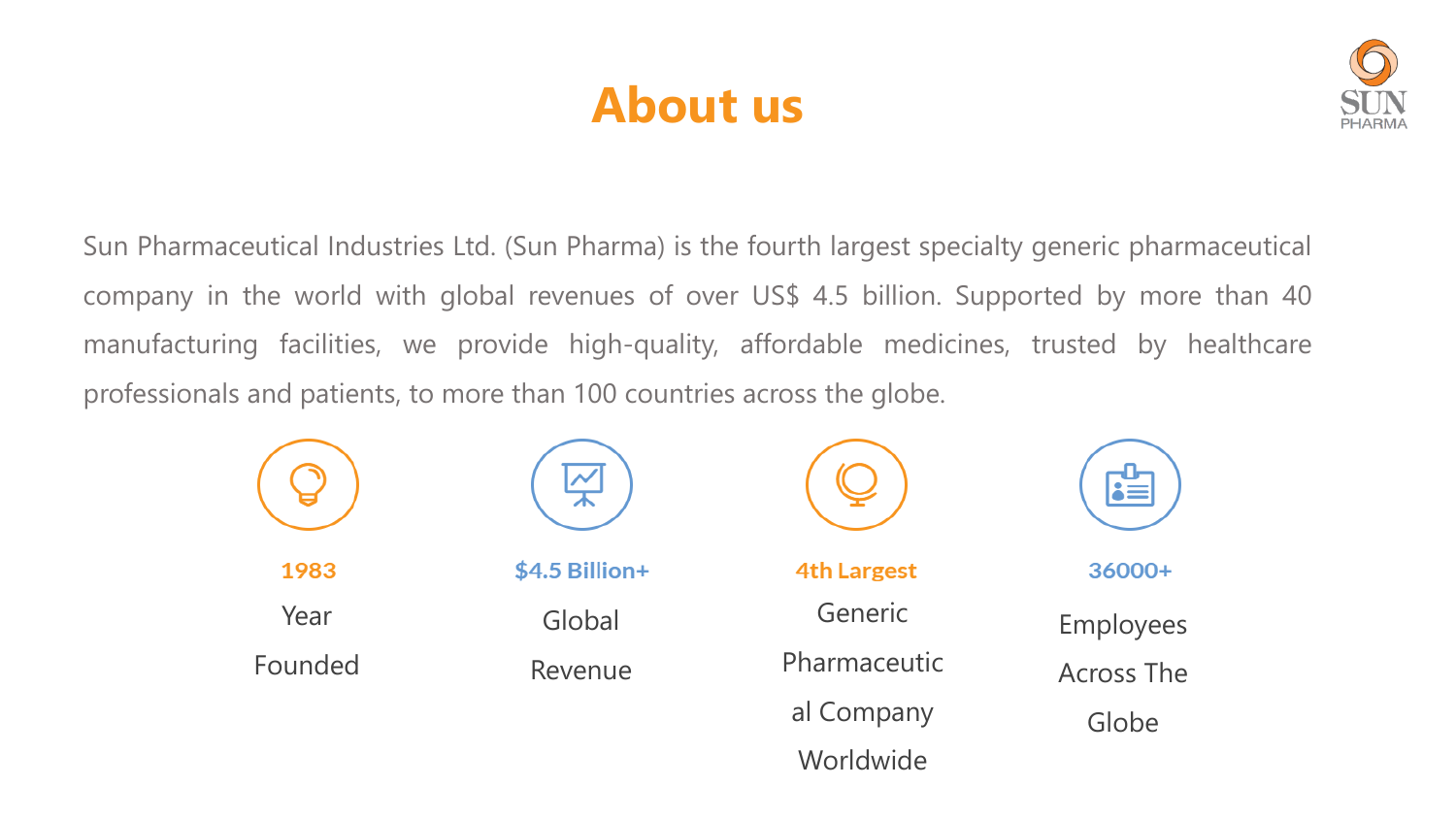# About us

Sun Pharmaceutical Industries Ltd. (Sun Pharma) is the fourth largest specialty generic pharmaceutical company in the world with global revenues of over US$ 4.5 billion. Supported by more than 40 manufacturing facilities, we provide high-quality, affordable medicines, trusted by healthcare professionals and patients, to more than 100 countries across the globe.

**1983**
Year Founded

**$4.5 Billion+**
Global Revenue

**4th Largest**
Generic Pharmaceutical Company Worldwide

**36000+**
Employees Across The Globe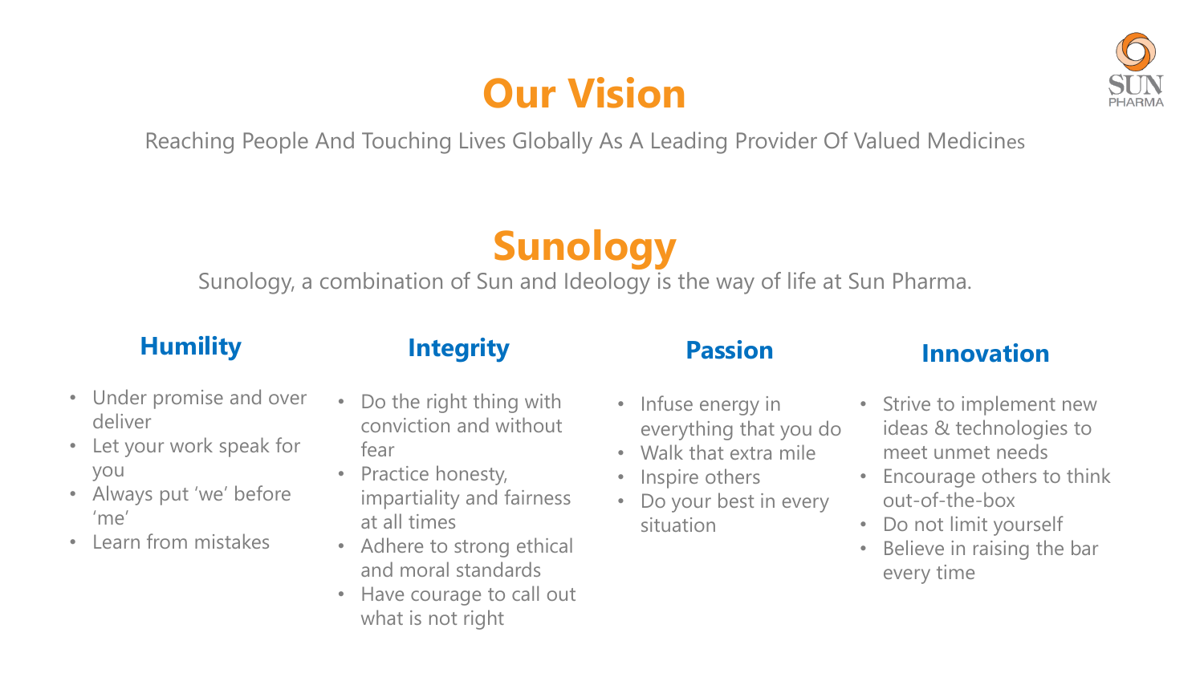# Our Vision

Reaching People And Touching Lives Globally As A Leading Provider Of Valued Medicines

# Sunology

Sunology, a combination of Sun and Ideology is the way of life at Sun Pharma.

### Humility

- Under promise and over deliver
- Let your work speak for you
- Always put 'we' before 'me'
- Learn from mistakes

### Integrity

- Do the right thing with conviction and without fear
- Practice honesty, impartiality and fairness at all times
- Adhere to strong ethical and moral standards
- Have courage to call out what is not right

### Passion

- Infuse energy in everything that you do
- Walk that extra mile
- Inspire others
- Do your best in every situation

### Innovation

- Strive to implement new ideas & technologies to meet unmet needs
- Encourage others to think out-of-the-box
- Do not limit yourself
- Believe in raising the bar every time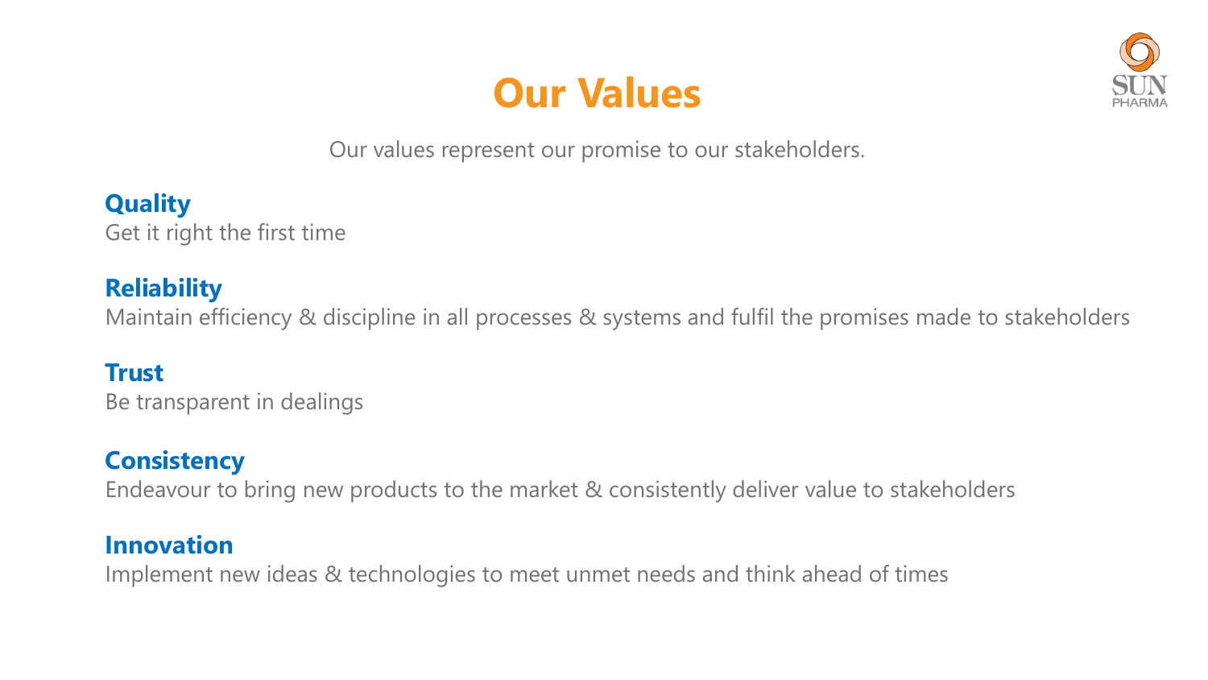# Our Values

Our values represent our promise to our stakeholders.

**Quality**
Get it right the first time

**Reliability**
Maintain efficiency & discipline in all processes & systems and fulfil the promises made to stakeholders

**Trust**
Be transparent in dealings

**Consistency**
Endeavour to bring new products to the market & consistently deliver value to stakeholders

**Innovation**
Implement new ideas & technologies to meet unmet needs and think ahead of times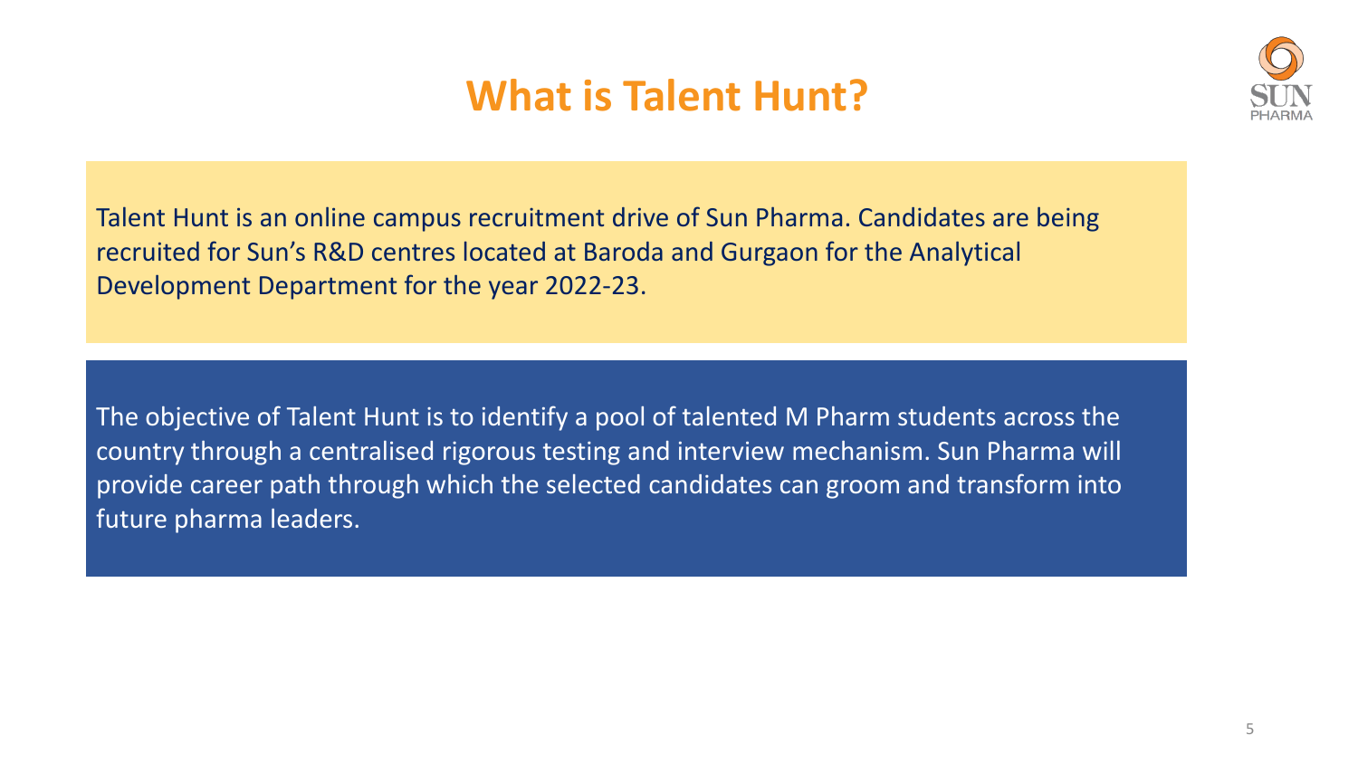# What is Talent Hunt?

Talent Hunt is an online campus recruitment drive of Sun Pharma. Candidates are being recruited for Sun's R&D centres located at Baroda and Gurgaon for the Analytical Development Department for the year 2022-23.

The objective of Talent Hunt is to identify a pool of talented M Pharm students across the country through a centralised rigorous testing and interview mechanism. Sun Pharma will provide career path through which the selected candidates can groom and transform into future pharma leaders.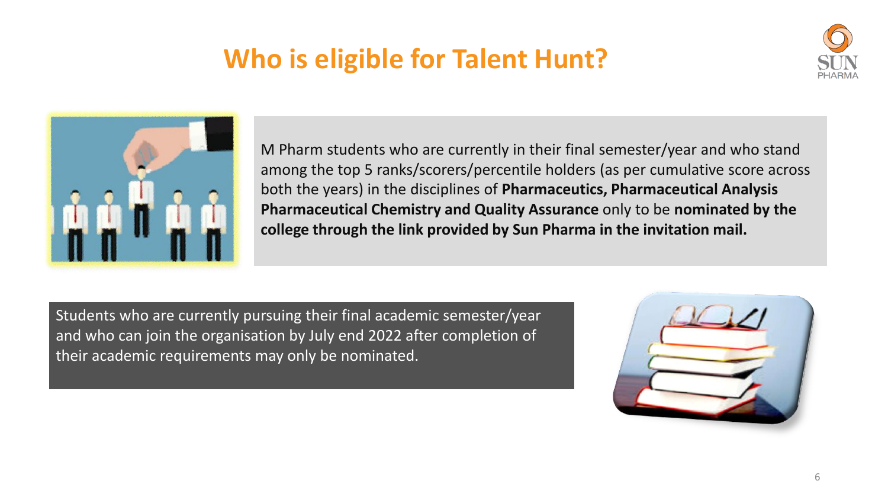# Who is eligible for Talent Hunt?

M Pharm students who are currently in their final semester/year and who stand among the top 5 ranks/scorers/percentile holders (as per cumulative score across both the years) in the disciplines of **Pharmaceutics, Pharmaceutical Analysis Pharmaceutical Chemistry and Quality Assurance** only to be **nominated by the college through the link provided by Sun Pharma in the invitation mail.**

Students who are currently pursuing their final academic semester/year and who can join the organisation by July end 2022 after completion of their academic requirements may only be nominated.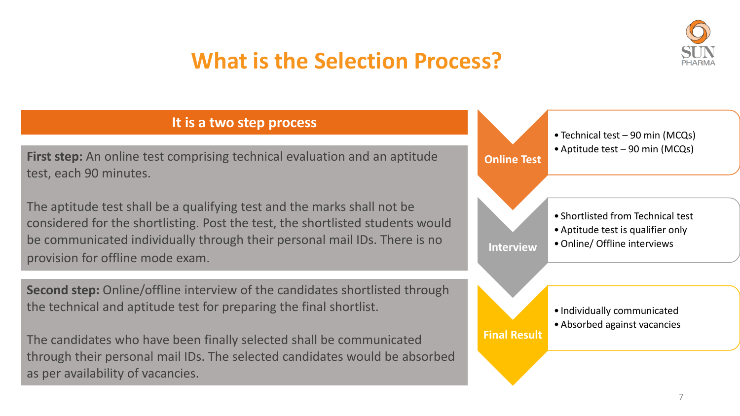# What is the Selection Process?

## It is a two step process

**First step:** An online test comprising technical evaluation and an aptitude test, each 90 minutes.

The aptitude test shall be a qualifying test and the marks shall not be considered for the shortlisting. Post the test, the shortlisted students would be communicated individually through their personal mail IDs. There is no provision for offline mode exam.

**Second step:** Online/offline interview of the candidates shortlisted through the technical and aptitude test for preparing the final shortlist.

The candidates who have been finally selected shall be communicated through their personal mail IDs. The selected candidates would be absorbed as per availability of vacancies.

### Online Test

- Technical test – 90 min (MCQs)
- Aptitude test – 90 min (MCQs)

### Interview

- Shortlisted from Technical test
- Aptitude test is qualifier only
- Online/ Offline interviews

### Final Result

- Individually communicated
- Absorbed against vacancies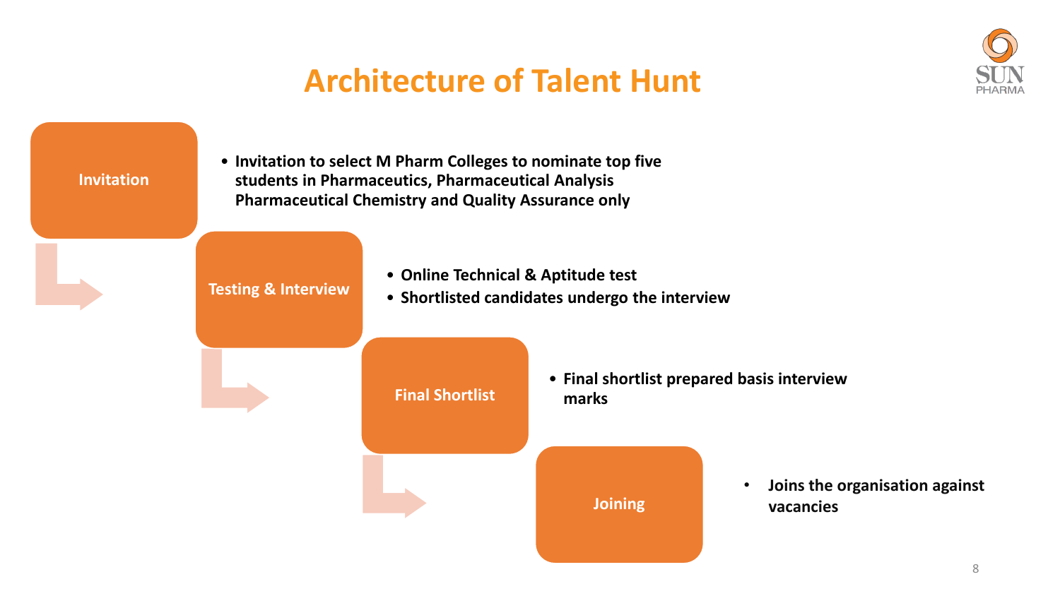# Architecture of Talent Hunt

**Invitation**

- **Invitation to select M Pharm Colleges to nominate top five students in Pharmaceutics, Pharmaceutical Analysis Pharmaceutical Chemistry and Quality Assurance only**

**Testing & Interview**

- **Online Technical & Aptitude test**
- **Shortlisted candidates undergo the interview**

**Final Shortlist**

- **Final shortlist prepared basis interview marks**

**Joining**

- **Joins the organisation against vacancies**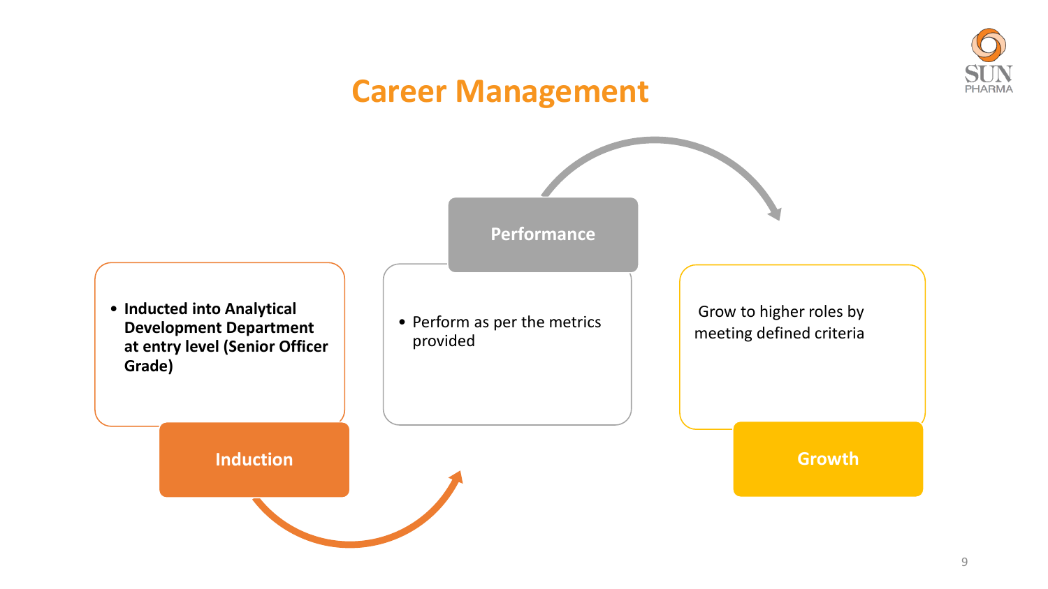# Career Management

### Induction

- **Inducted into Analytical Development Department at entry level (Senior Officer Grade)**

### Performance

- Perform as per the metrics provided

### Growth

Grow to higher roles by meeting defined criteria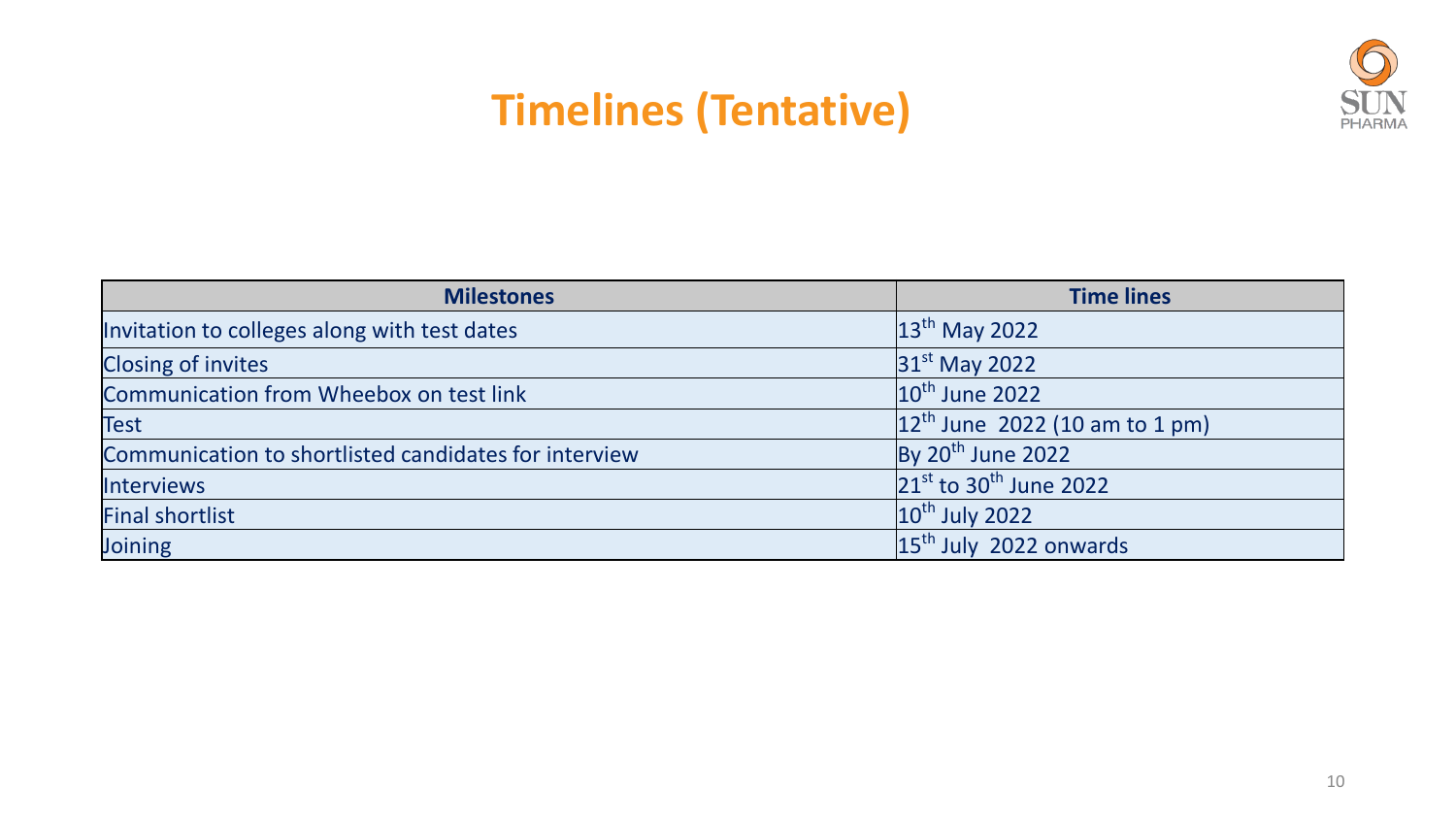# Timelines (Tentative)

| Milestones | Time lines |
|---|---|
| Invitation to colleges along with test dates | 13th May 2022 |
| Closing of invites | 31st May 2022 |
| Communication from Wheebox on test link | 10th June 2022 |
| Test | 12th June 2022 (10 am to 1 pm) |
| Communication to shortlisted candidates for interview | By 20th June 2022 |
| Interviews | 21st to 30th June 2022 |
| Final shortlist | 10th July 2022 |
| Joining | 15th July 2022 onwards |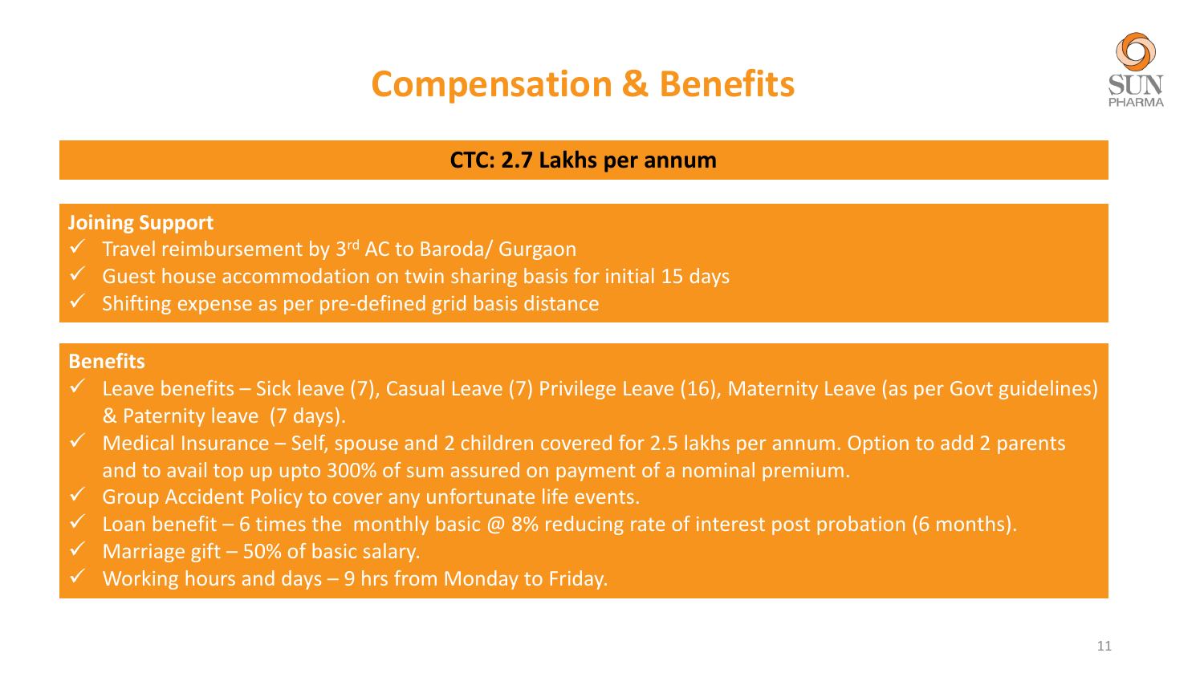# Compensation & Benefits

**CTC: 2.7 Lakhs per annum**

**Joining Support**

- ✓ Travel reimbursement by 3rd AC to Baroda/ Gurgaon
- ✓ Guest house accommodation on twin sharing basis for initial 15 days
- ✓ Shifting expense as per pre-defined grid basis distance

**Benefits**

- ✓ Leave benefits – Sick leave (7), Casual Leave (7) Privilege Leave (16), Maternity Leave (as per Govt guidelines) & Paternity leave (7 days).
- ✓ Medical Insurance – Self, spouse and 2 children covered for 2.5 lakhs per annum. Option to add 2 parents and to avail top up upto 300% of sum assured on payment of a nominal premium.
- ✓ Group Accident Policy to cover any unfortunate life events.
- ✓ Loan benefit – 6 times the monthly basic @ 8% reducing rate of interest post probation (6 months).
- ✓ Marriage gift – 50% of basic salary.
- ✓ Working hours and days – 9 hrs from Monday to Friday.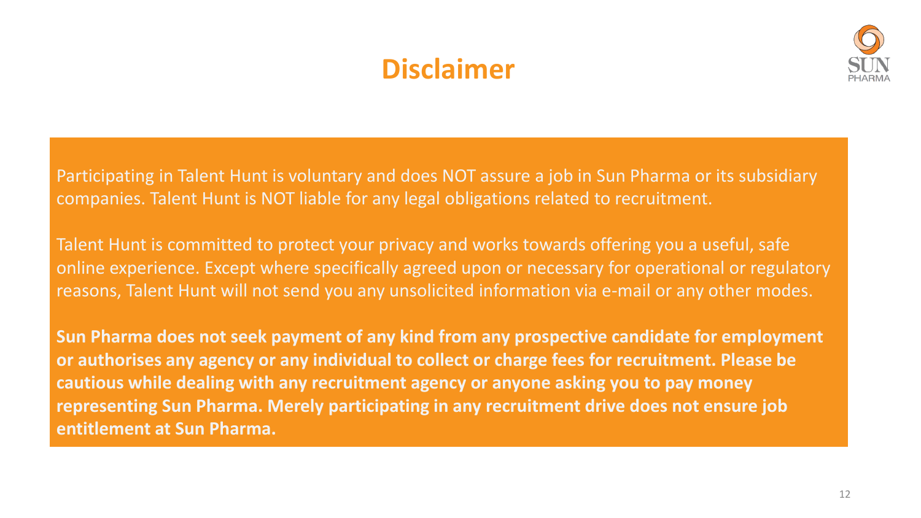# Disclaimer

Participating in Talent Hunt is voluntary and does NOT assure a job in Sun Pharma or its subsidiary companies. Talent Hunt is NOT liable for any legal obligations related to recruitment.

Talent Hunt is committed to protect your privacy and works towards offering you a useful, safe online experience. Except where specifically agreed upon or necessary for operational or regulatory reasons, Talent Hunt will not send you any unsolicited information via e-mail or any other modes.

**Sun Pharma does not seek payment of any kind from any prospective candidate for employment or authorises any agency or any individual to collect or charge fees for recruitment. Please be cautious while dealing with any recruitment agency or anyone asking you to pay money representing Sun Pharma. Merely participating in any recruitment drive does not ensure job entitlement at Sun Pharma.**